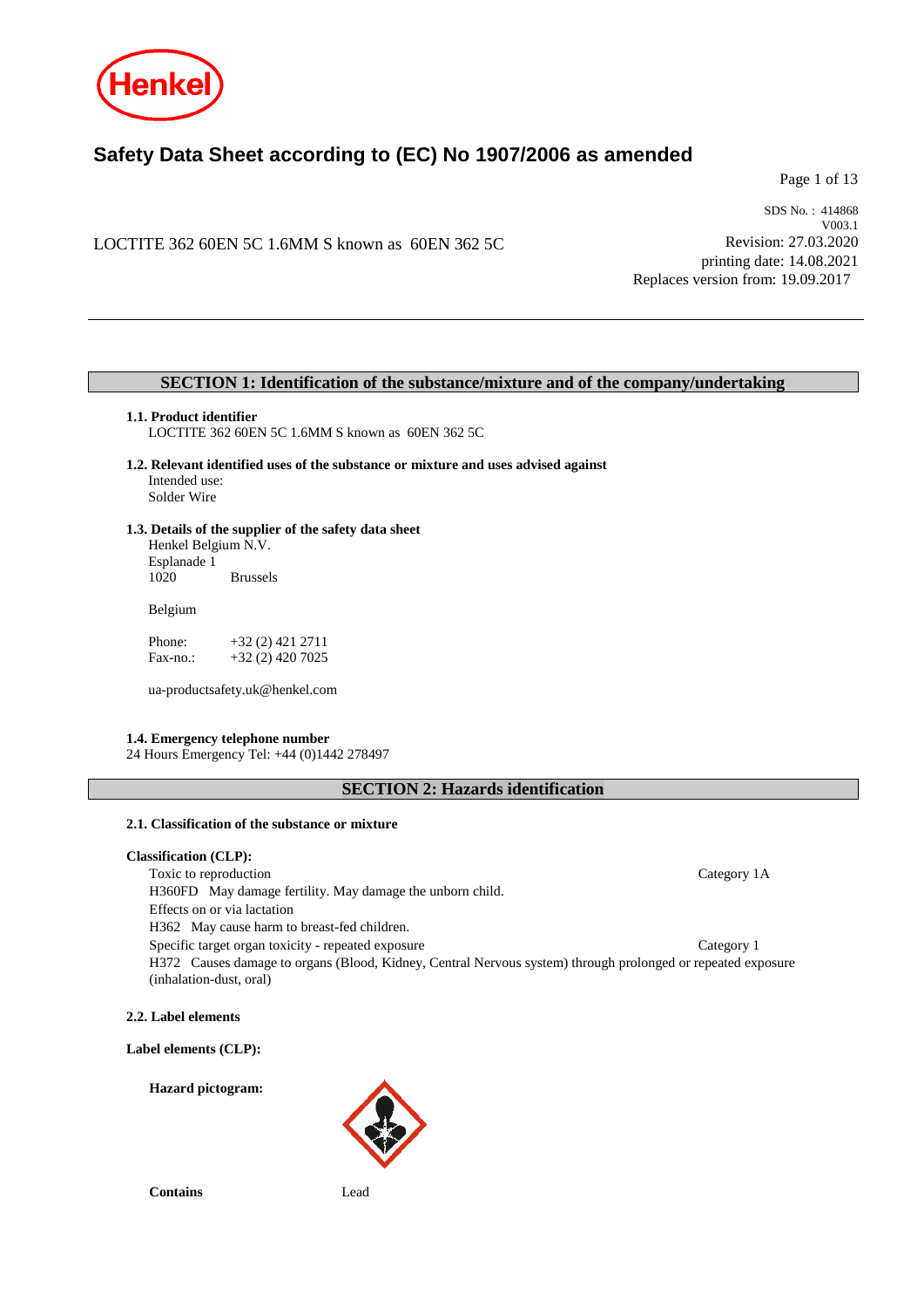# Safety Data Sheet according to (EC) No 1907/2006 as amended

LOCTITE 362 60EN 5C 1.6MM S known as 60EN 362 5C

SDS No. : 414868
V003.1
Revision: 27.03.2020
printing date: 14.08.2021
Replaces version from: 19.09.2017

## SECTION 1: Identification of the substance/mixture and of the company/undertaking

**1.1. Product identifier**
LOCTITE 362 60EN 5C 1.6MM S known as 60EN 362 5C

**1.2. Relevant identified uses of the substance or mixture and uses advised against**
Intended use:
Solder Wire

**1.3. Details of the supplier of the safety data sheet**
Henkel Belgium N.V.
Esplanade 1
1020 Brussels

Belgium

Phone: +32 (2) 421 2711
Fax-no.: +32 (2) 420 7025

ua-productsafety.uk@henkel.com

**1.4. Emergency telephone number**
24 Hours Emergency Tel: +44 (0)1442 278497

## SECTION 2: Hazards identification

**2.1. Classification of the substance or mixture**

**Classification (CLP):**

Toxic to reproduction — Category 1A
H360FD May damage fertility. May damage the unborn child.
Effects on or via lactation
H362 May cause harm to breast-fed children.
Specific target organ toxicity - repeated exposure — Category 1
H372 Causes damage to organs (Blood, Kidney, Central Nervous system) through prolonged or repeated exposure (inhalation-dust, oral)

**2.2. Label elements**

**Label elements (CLP):**

**Hazard pictogram:**

**Contains** Lead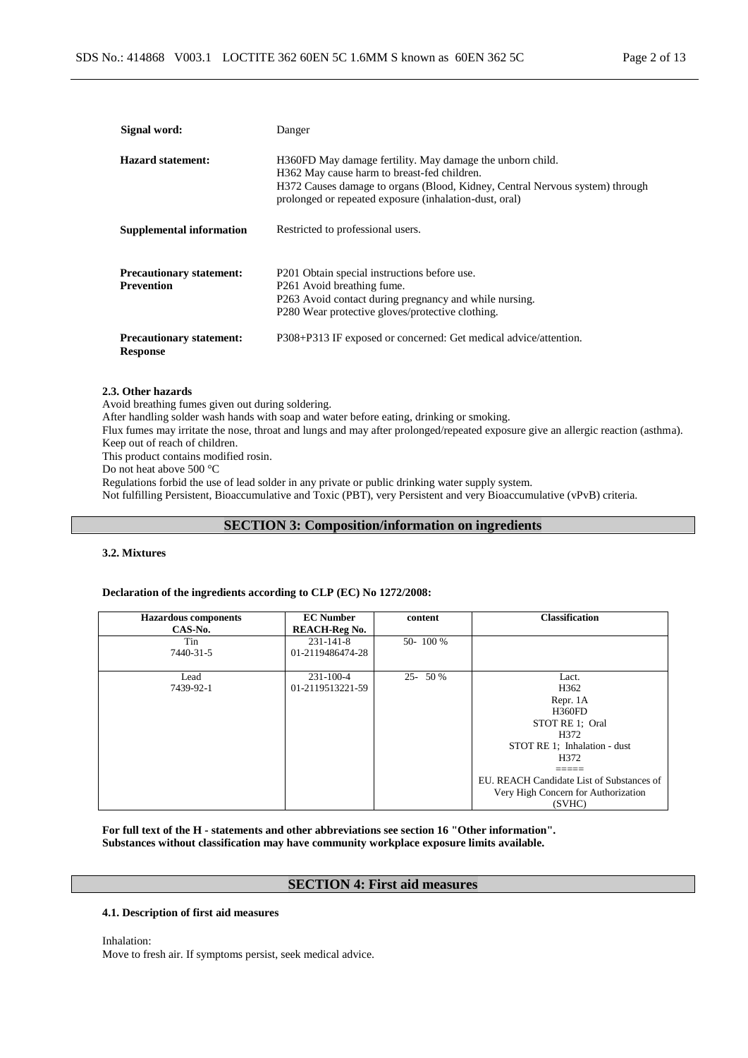| | |
|---|---|
| **Signal word:** | Danger |
| **Hazard statement:** | H360FD May damage fertility. May damage the unborn child.<br>H362 May cause harm to breast-fed children.<br>H372 Causes damage to organs (Blood, Kidney, Central Nervous system) through prolonged or repeated exposure (inhalation-dust, oral) |
| **Supplemental information** | Restricted to professional users. |
| **Precautionary statement: Prevention** | P201 Obtain special instructions before use.<br>P261 Avoid breathing fume.<br>P263 Avoid contact during pregnancy and while nursing.<br>P280 Wear protective gloves/protective clothing. |
| **Precautionary statement: Response** | P308+P313 IF exposed or concerned: Get medical advice/attention. |

**2.3. Other hazards**

Avoid breathing fumes given out during soldering.
After handling solder wash hands with soap and water before eating, drinking or smoking.
Flux fumes may irritate the nose, throat and lungs and may after prolonged/repeated exposure give an allergic reaction (asthma).
Keep out of reach of children.
This product contains modified rosin.
Do not heat above 500 °C
Regulations forbid the use of lead solder in any private or public drinking water supply system.
Not fulfilling Persistent, Bioaccumulative and Toxic (PBT), very Persistent and very Bioaccumulative (vPvB) criteria.

## SECTION 3: Composition/information on ingredients

**3.2. Mixtures**

**Declaration of the ingredients according to CLP (EC) No 1272/2008:**

| Hazardous components<br>CAS-No. | EC Number<br>REACH-Reg No. | content | Classification |
|---|---|---|---|
| Tin<br>7440-31-5 | 231-141-8<br>01-2119486474-28 | 50- 100 % | |
| Lead<br>7439-92-1 | 231-100-4<br>01-2119513221-59 | 25- 50 % | Lact.<br>H362<br>Repr. 1A<br>H360FD<br>STOT RE 1; Oral<br>H372<br>STOT RE 1; Inhalation - dust<br>H372<br>=====<br>EU. REACH Candidate List of Substances of Very High Concern for Authorization (SVHC) |

**For full text of the H - statements and other abbreviations see section 16 "Other information".**
**Substances without classification may have community workplace exposure limits available.**

## SECTION 4: First aid measures

**4.1. Description of first aid measures**

Inhalation:
Move to fresh air. If symptoms persist, seek medical advice.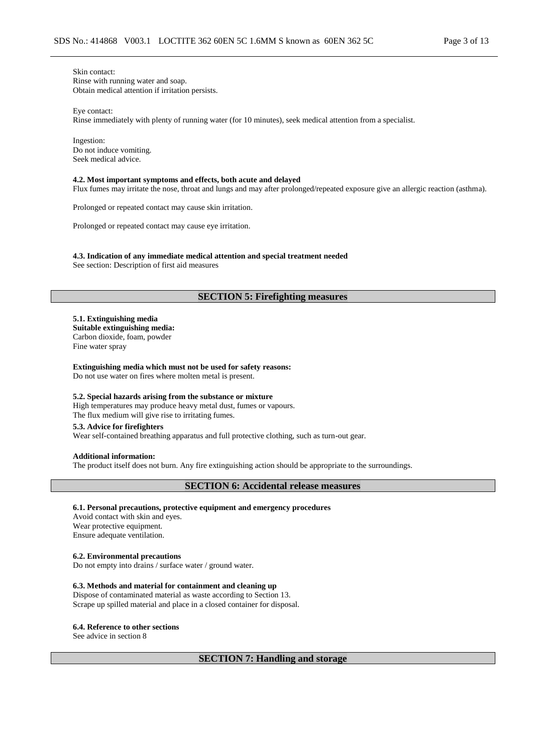Skin contact:
Rinse with running water and soap.
Obtain medical attention if irritation persists.

Eye contact:
Rinse immediately with plenty of running water (for 10 minutes), seek medical attention from a specialist.

Ingestion:
Do not induce vomiting.
Seek medical advice.

**4.2. Most important symptoms and effects, both acute and delayed**
Flux fumes may irritate the nose, throat and lungs and may after prolonged/repeated exposure give an allergic reaction (asthma).

Prolonged or repeated contact may cause skin irritation.

Prolonged or repeated contact may cause eye irritation.

**4.3. Indication of any immediate medical attention and special treatment needed**
See section: Description of first aid measures

## SECTION 5: Firefighting measures

**5.1. Extinguishing media**
**Suitable extinguishing media:**
Carbon dioxide, foam, powder
Fine water spray

**Extinguishing media which must not be used for safety reasons:**
Do not use water on fires where molten metal is present.

**5.2. Special hazards arising from the substance or mixture**
High temperatures may produce heavy metal dust, fumes or vapours.
The flux medium will give rise to irritating fumes.

**5.3. Advice for firefighters**
Wear self-contained breathing apparatus and full protective clothing, such as turn-out gear.

**Additional information:**
The product itself does not burn. Any fire extinguishing action should be appropriate to the surroundings.

## SECTION 6: Accidental release measures

**6.1. Personal precautions, protective equipment and emergency procedures**
Avoid contact with skin and eyes.
Wear protective equipment.
Ensure adequate ventilation.

**6.2. Environmental precautions**
Do not empty into drains / surface water / ground water.

**6.3. Methods and material for containment and cleaning up**
Dispose of contaminated material as waste according to Section 13.
Scrape up spilled material and place in a closed container for disposal.

**6.4. Reference to other sections**
See advice in section 8

## SECTION 7: Handling and storage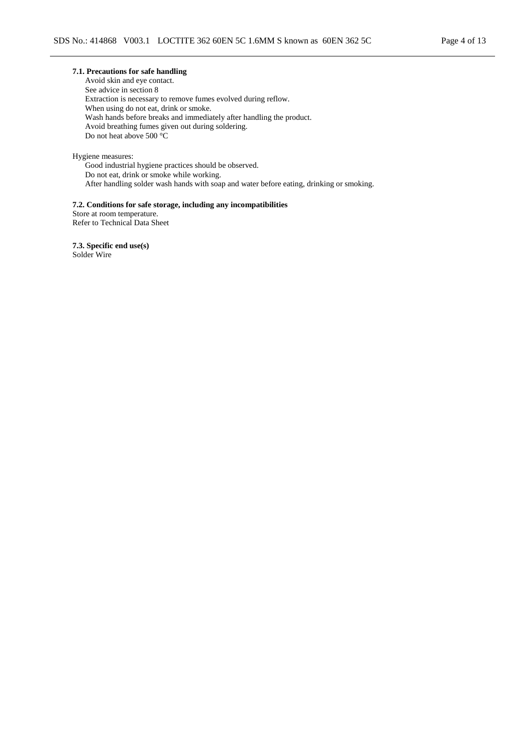**7.1. Precautions for safe handling**

Avoid skin and eye contact.
See advice in section 8
Extraction is necessary to remove fumes evolved during reflow.
When using do not eat, drink or smoke.
Wash hands before breaks and immediately after handling the product.
Avoid breathing fumes given out during soldering.
Do not heat above 500 °C

Hygiene measures:

Good industrial hygiene practices should be observed.
Do not eat, drink or smoke while working.
After handling solder wash hands with soap and water before eating, drinking or smoking.

**7.2. Conditions for safe storage, including any incompatibilities**

Store at room temperature.
Refer to Technical Data Sheet

**7.3. Specific end use(s)**

Solder Wire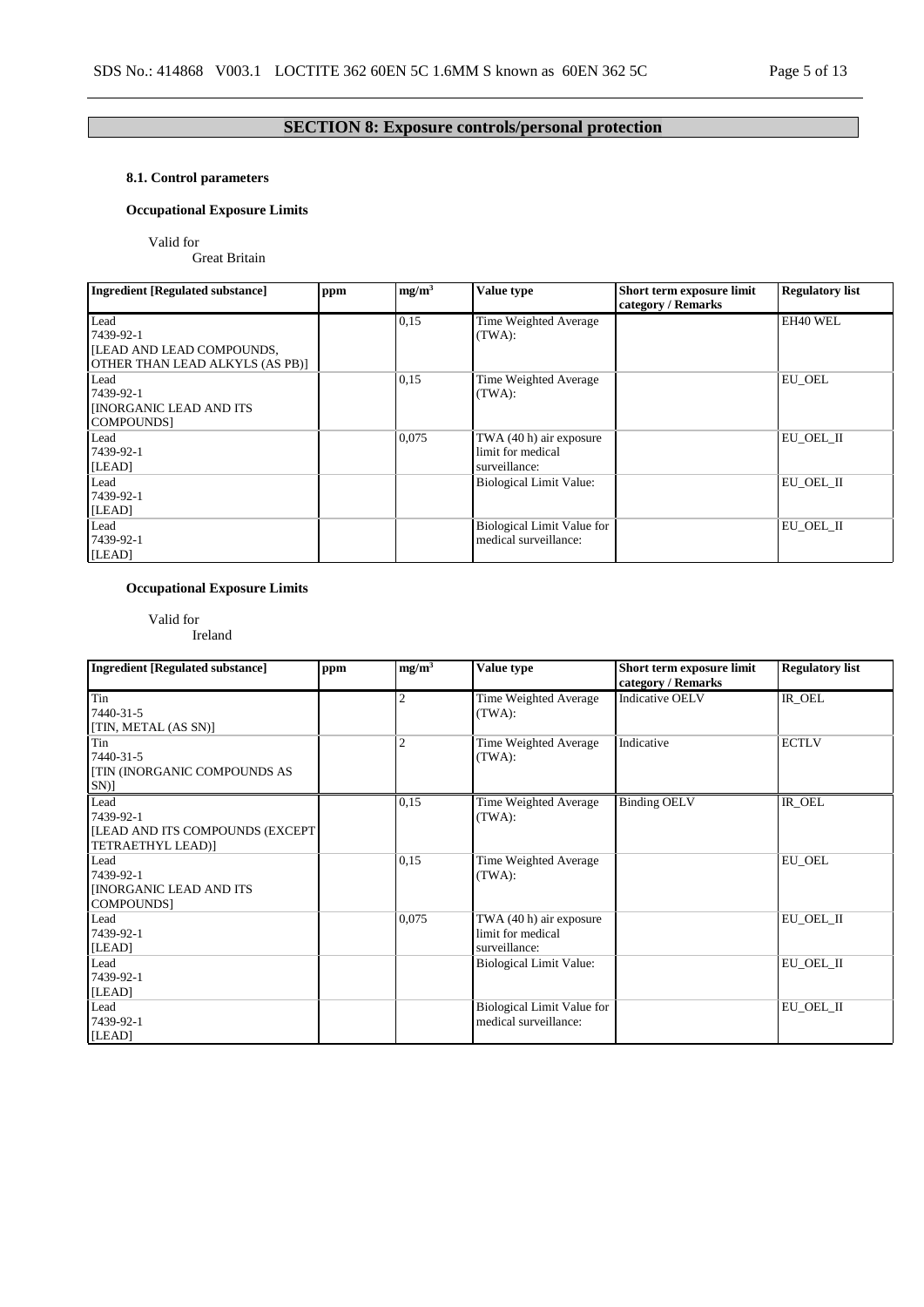# SECTION 8: Exposure controls/personal protection

### 8.1. Control parameters

**Occupational Exposure Limits**

Valid for
Great Britain

| Ingredient [Regulated substance] | ppm | $mg/m^3$ | Value type | Short term exposure limit category / Remarks | Regulatory list |
|---|---|---|---|---|---|
| Lead<br>7439-92-1<br>[LEAD AND LEAD COMPOUNDS, OTHER THAN LEAD ALKYLS (AS PB)] | | 0,15 | Time Weighted Average (TWA): | | EH40 WEL |
| Lead<br>7439-92-1<br>[INORGANIC LEAD AND ITS COMPOUNDS] | | 0,15 | Time Weighted Average (TWA): | | EU_OEL |
| Lead<br>7439-92-1<br>[LEAD] | | 0,075 | TWA (40 h) air exposure limit for medical surveillance: | | EU_OEL_II |
| Lead<br>7439-92-1<br>[LEAD] | | | Biological Limit Value: | | EU_OEL_II |
| Lead<br>7439-92-1<br>[LEAD] | | | Biological Limit Value for medical surveillance: | | EU_OEL_II |

**Occupational Exposure Limits**

Valid for
Ireland

| Ingredient [Regulated substance] | ppm | $mg/m^3$ | Value type | Short term exposure limit category / Remarks | Regulatory list |
|---|---|---|---|---|---|
| Tin<br>7440-31-5<br>[TIN, METAL (AS SN)] | | 2 | Time Weighted Average (TWA): | Indicative OELV | IR_OEL |
| Tin<br>7440-31-5<br>[TIN (INORGANIC COMPOUNDS AS SN)] | | 2 | Time Weighted Average (TWA): | Indicative | ECTLV |
| Lead<br>7439-92-1<br>[LEAD AND ITS COMPOUNDS (EXCEPT TETRAETHYL LEAD)] | | 0,15 | Time Weighted Average (TWA): | Binding OELV | IR_OEL |
| Lead<br>7439-92-1<br>[INORGANIC LEAD AND ITS COMPOUNDS] | | 0,15 | Time Weighted Average (TWA): | | EU_OEL |
| Lead<br>7439-92-1<br>[LEAD] | | 0,075 | TWA (40 h) air exposure limit for medical surveillance: | | EU_OEL_II |
| Lead<br>7439-92-1<br>[LEAD] | | | Biological Limit Value: | | EU_OEL_II |
| Lead<br>7439-92-1<br>[LEAD] | | | Biological Limit Value for medical surveillance: | | EU_OEL_II |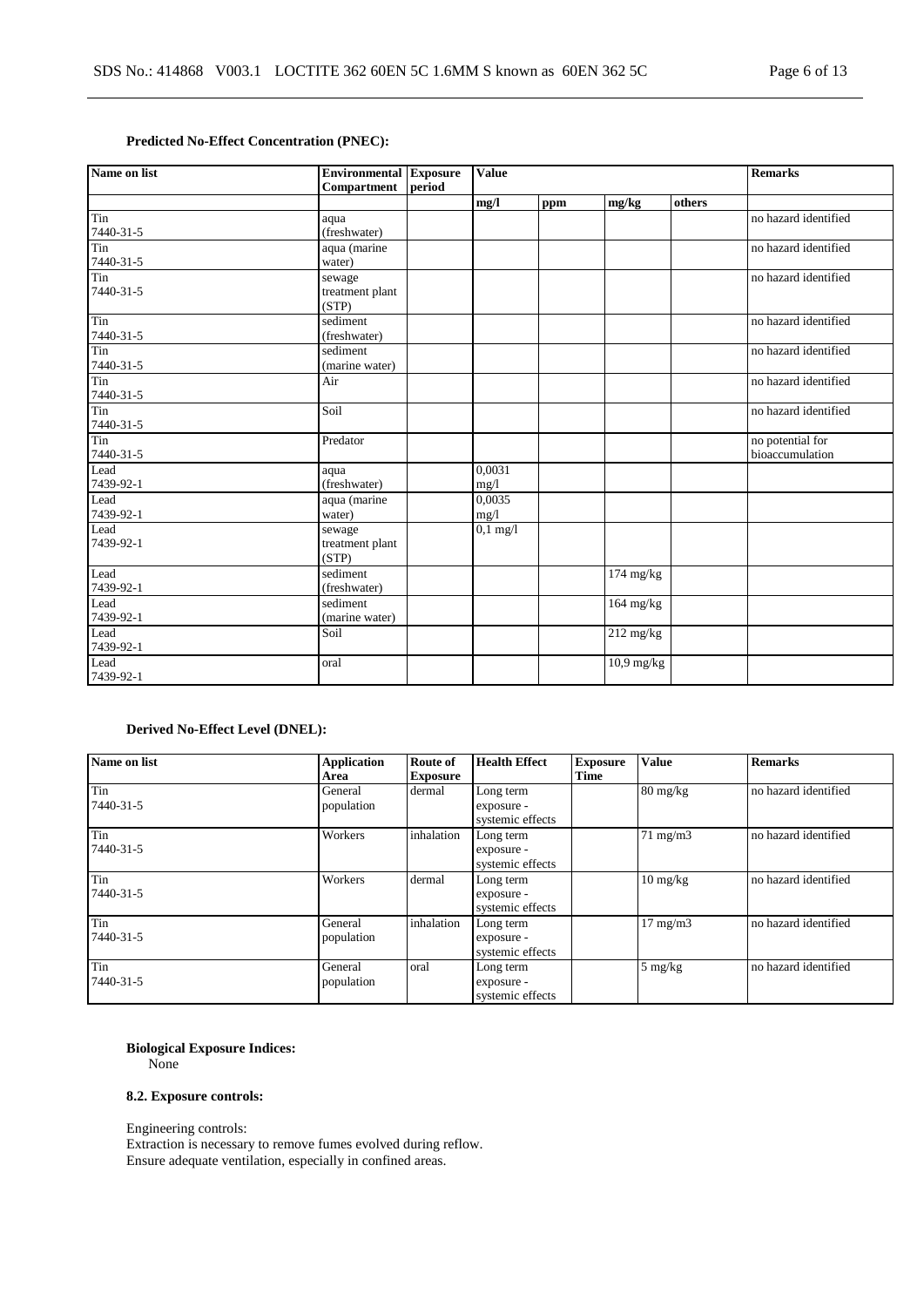**Predicted No-Effect Concentration (PNEC):**

| Name on list | Environmental Compartment | Exposure period | Value | | | | Remarks |
|---|---|---|---|---|---|---|---|
| | | | mg/l | ppm | mg/kg | others | |
| Tin<br>7440-31-5 | aqua (freshwater) | | | | | | no hazard identified |
| Tin<br>7440-31-5 | aqua (marine water) | | | | | | no hazard identified |
| Tin<br>7440-31-5 | sewage treatment plant (STP) | | | | | | no hazard identified |
| Tin<br>7440-31-5 | sediment (freshwater) | | | | | | no hazard identified |
| Tin<br>7440-31-5 | sediment (marine water) | | | | | | no hazard identified |
| Tin<br>7440-31-5 | Air | | | | | | no hazard identified |
| Tin<br>7440-31-5 | Soil | | | | | | no hazard identified |
| Tin<br>7440-31-5 | Predator | | | | | | no potential for bioaccumulation |
| Lead<br>7439-92-1 | aqua (freshwater) | | 0,0031 mg/l | | | | |
| Lead<br>7439-92-1 | aqua (marine water) | | 0,0035 mg/l | | | | |
| Lead<br>7439-92-1 | sewage treatment plant (STP) | | 0,1 mg/l | | | | |
| Lead<br>7439-92-1 | sediment (freshwater) | | | | 174 mg/kg | | |
| Lead<br>7439-92-1 | sediment (marine water) | | | | 164 mg/kg | | |
| Lead<br>7439-92-1 | Soil | | | | 212 mg/kg | | |
| Lead<br>7439-92-1 | oral | | | | 10,9 mg/kg | | |

**Derived No-Effect Level (DNEL):**

| Name on list | Application Area | Route of Exposure | Health Effect | Exposure Time | Value | Remarks |
|---|---|---|---|---|---|---|
| Tin<br>7440-31-5 | General population | dermal | Long term exposure - systemic effects | | 80 mg/kg | no hazard identified |
| Tin<br>7440-31-5 | Workers | inhalation | Long term exposure - systemic effects | | 71 mg/m3 | no hazard identified |
| Tin<br>7440-31-5 | Workers | dermal | Long term exposure - systemic effects | | 10 mg/kg | no hazard identified |
| Tin<br>7440-31-5 | General population | inhalation | Long term exposure - systemic effects | | 17 mg/m3 | no hazard identified |
| Tin<br>7440-31-5 | General population | oral | Long term exposure - systemic effects | | 5 mg/kg | no hazard identified |

**Biological Exposure Indices:**

None

**8.2. Exposure controls:**

Engineering controls:
Extraction is necessary to remove fumes evolved during reflow.
Ensure adequate ventilation, especially in confined areas.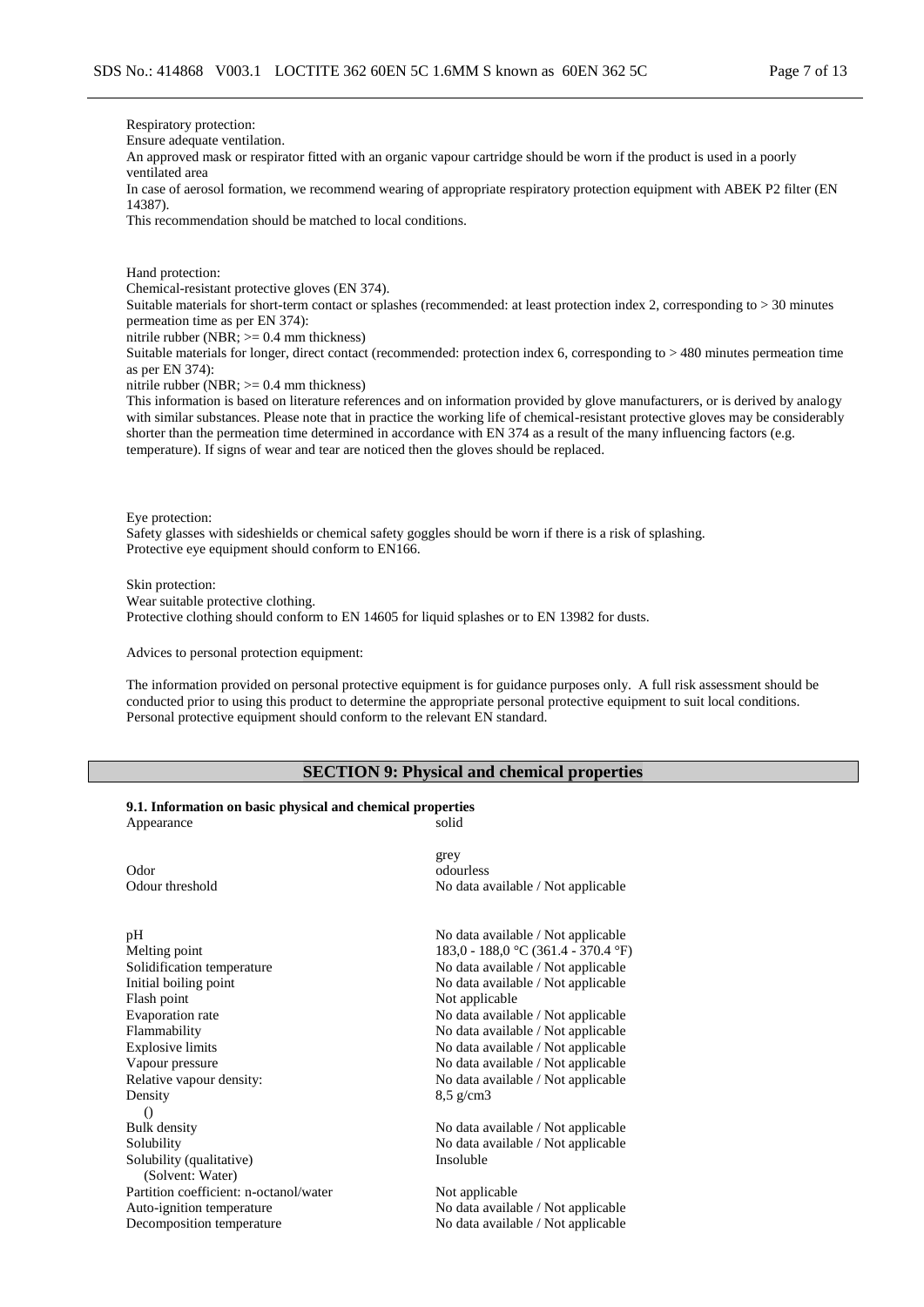Respiratory protection:
Ensure adequate ventilation.
An approved mask or respirator fitted with an organic vapour cartridge should be worn if the product is used in a poorly ventilated area
In case of aerosol formation, we recommend wearing of appropriate respiratory protection equipment with ABEK P2 filter (EN 14387).
This recommendation should be matched to local conditions.

Hand protection:
Chemical-resistant protective gloves (EN 374).
Suitable materials for short-term contact or splashes (recommended: at least protection index 2, corresponding to > 30 minutes permeation time as per EN 374):
nitrile rubber (NBR; >= 0.4 mm thickness)
Suitable materials for longer, direct contact (recommended: protection index 6, corresponding to > 480 minutes permeation time as per EN 374):
nitrile rubber (NBR; >= 0.4 mm thickness)
This information is based on literature references and on information provided by glove manufacturers, or is derived by analogy with similar substances. Please note that in practice the working life of chemical-resistant protective gloves may be considerably shorter than the permeation time determined in accordance with EN 374 as a result of the many influencing factors (e.g. temperature). If signs of wear and tear are noticed then the gloves should be replaced.

Eye protection:
Safety glasses with sideshields or chemical safety goggles should be worn if there is a risk of splashing.
Protective eye equipment should conform to EN166.

Skin protection:
Wear suitable protective clothing.
Protective clothing should conform to EN 14605 for liquid splashes or to EN 13982 for dusts.

Advices to personal protection equipment:

The information provided on personal protective equipment is for guidance purposes only. A full risk assessment should be conducted prior to using this product to determine the appropriate personal protective equipment to suit local conditions. Personal protective equipment should conform to the relevant EN standard.

## SECTION 9: Physical and chemical properties

**9.1. Information on basic physical and chemical properties**

| | |
|---|---|
| Appearance | solid<br><br>grey |
| Odor | odourless |
| Odour threshold | No data available / Not applicable |
| pH | No data available / Not applicable |
| Melting point | 183,0 - 188,0 °C (361.4 - 370.4 °F) |
| Solidification temperature | No data available / Not applicable |
| Initial boiling point | No data available / Not applicable |
| Flash point | Not applicable |
| Evaporation rate | No data available / Not applicable |
| Flammability | No data available / Not applicable |
| Explosive limits | No data available / Not applicable |
| Vapour pressure | No data available / Not applicable |
| Relative vapour density: | No data available / Not applicable |
| Density<br>() | 8,5 g/cm3 |
| Bulk density | No data available / Not applicable |
| Solubility | No data available / Not applicable |
| Solubility (qualitative)<br>(Solvent: Water) | Insoluble |
| Partition coefficient: n-octanol/water | Not applicable |
| Auto-ignition temperature | No data available / Not applicable |
| Decomposition temperature | No data available / Not applicable |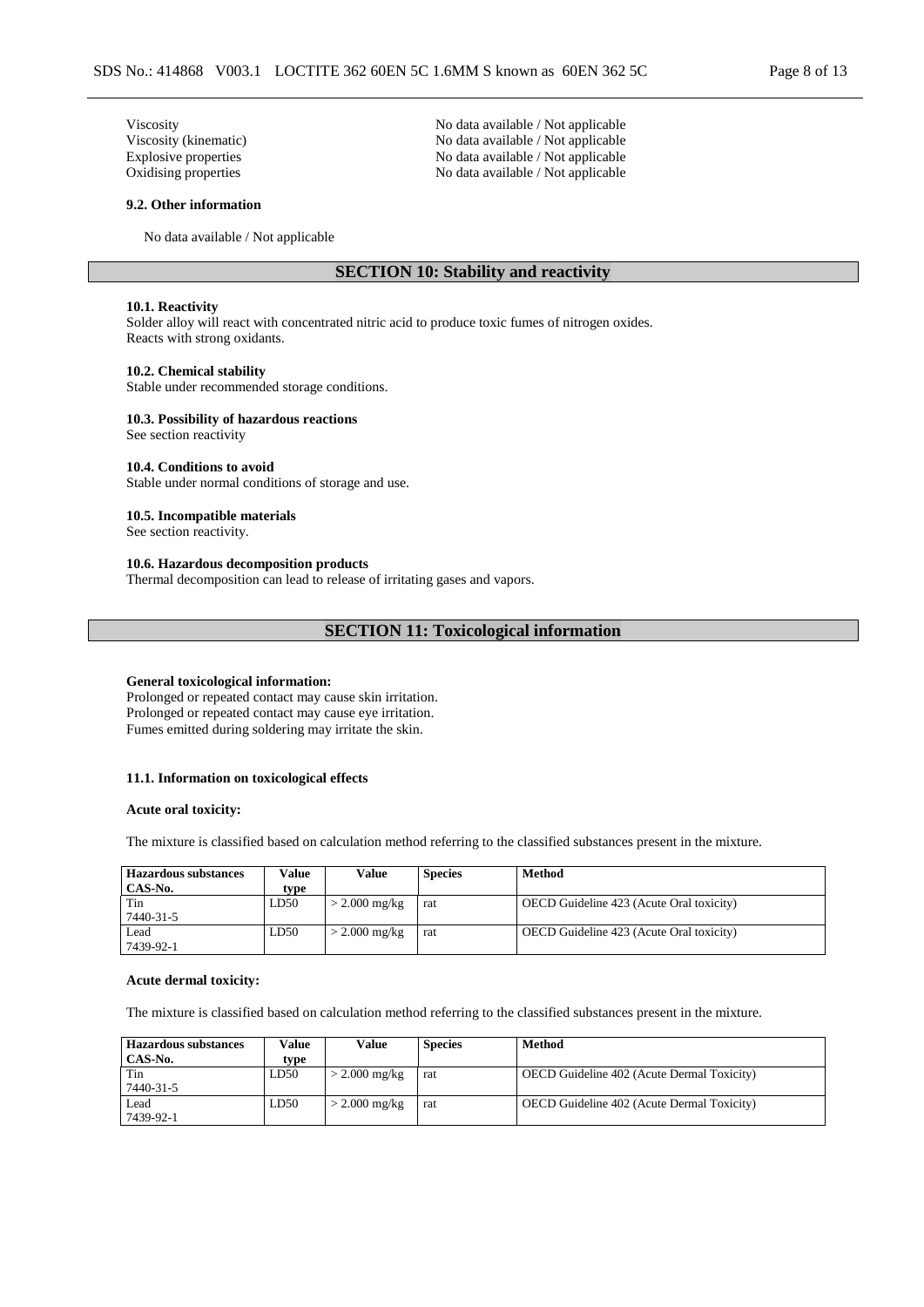| | |
|---|---|
| Viscosity | No data available / Not applicable |
| Viscosity (kinematic) | No data available / Not applicable |
| Explosive properties | No data available / Not applicable |
| Oxidising properties | No data available / Not applicable |

**9.2. Other information**

No data available / Not applicable

## SECTION 10: Stability and reactivity

**10.1. Reactivity**
Solder alloy will react with concentrated nitric acid to produce toxic fumes of nitrogen oxides.
Reacts with strong oxidants.

**10.2. Chemical stability**
Stable under recommended storage conditions.

**10.3. Possibility of hazardous reactions**
See section reactivity

**10.4. Conditions to avoid**
Stable under normal conditions of storage and use.

**10.5. Incompatible materials**
See section reactivity.

**10.6. Hazardous decomposition products**
Thermal decomposition can lead to release of irritating gases and vapors.

## SECTION 11: Toxicological information

**General toxicological information:**
Prolonged or repeated contact may cause skin irritation.
Prolonged or repeated contact may cause eye irritation.
Fumes emitted during soldering may irritate the skin.

**11.1. Information on toxicological effects**

**Acute oral toxicity:**

The mixture is classified based on calculation method referring to the classified substances present in the mixture.

| Hazardous substances CAS-No. | Value type | Value | Species | Method |
|---|---|---|---|---|
| Tin 7440-31-5 | LD50 | > 2.000 mg/kg | rat | OECD Guideline 423 (Acute Oral toxicity) |
| Lead 7439-92-1 | LD50 | > 2.000 mg/kg | rat | OECD Guideline 423 (Acute Oral toxicity) |

**Acute dermal toxicity:**

The mixture is classified based on calculation method referring to the classified substances present in the mixture.

| Hazardous substances CAS-No. | Value type | Value | Species | Method |
|---|---|---|---|---|
| Tin 7440-31-5 | LD50 | > 2.000 mg/kg | rat | OECD Guideline 402 (Acute Dermal Toxicity) |
| Lead 7439-92-1 | LD50 | > 2.000 mg/kg | rat | OECD Guideline 402 (Acute Dermal Toxicity) |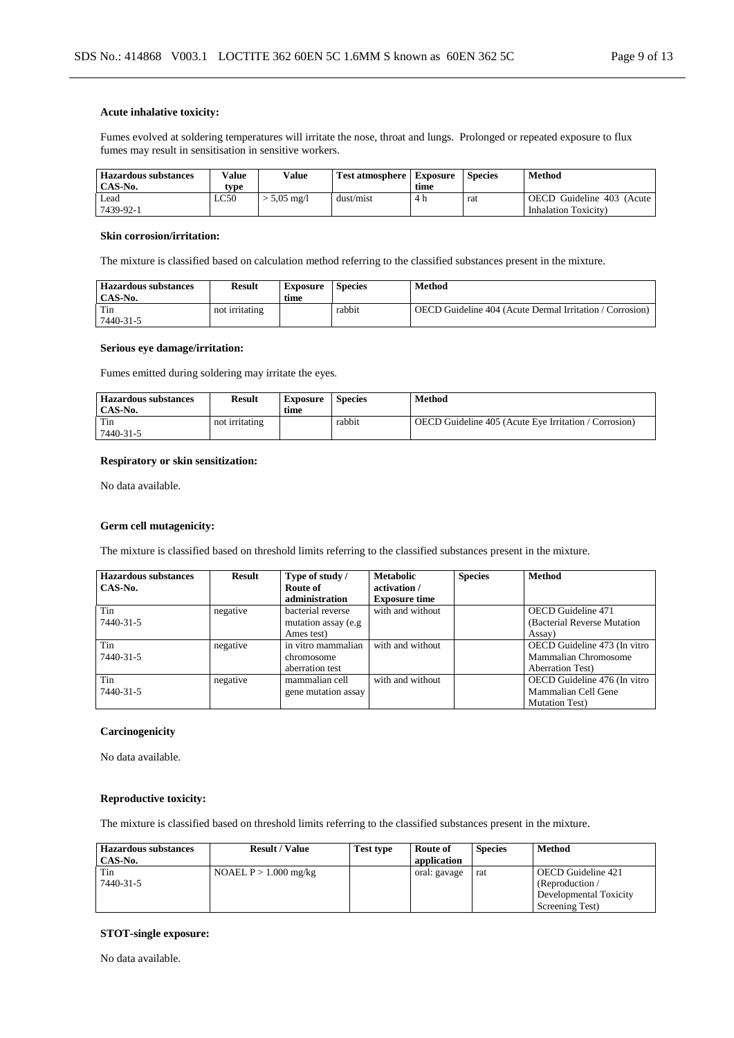#### Acute inhalative toxicity:

Fumes evolved at soldering temperatures will irritate the nose, throat and lungs. Prolonged or repeated exposure to flux fumes may result in sensitisation in sensitive workers.

| Hazardous substances CAS-No. | Value type | Value | Test atmosphere | Exposure time | Species | Method |
|---|---|---|---|---|---|---|
| Lead 7439-92-1 | LC50 | > 5,05 mg/l | dust/mist | 4 h | rat | OECD Guideline 403 (Acute Inhalation Toxicity) |

#### Skin corrosion/irritation:

The mixture is classified based on calculation method referring to the classified substances present in the mixture.

| Hazardous substances CAS-No. | Result | Exposure time | Species | Method |
|---|---|---|---|---|
| Tin 7440-31-5 | not irritating | | rabbit | OECD Guideline 404 (Acute Dermal Irritation / Corrosion) |

#### Serious eye damage/irritation:

Fumes emitted during soldering may irritate the eyes.

| Hazardous substances CAS-No. | Result | Exposure time | Species | Method |
|---|---|---|---|---|
| Tin 7440-31-5 | not irritating | | rabbit | OECD Guideline 405 (Acute Eye Irritation / Corrosion) |

#### Respiratory or skin sensitization:

No data available.

#### Germ cell mutagenicity:

The mixture is classified based on threshold limits referring to the classified substances present in the mixture.

| Hazardous substances CAS-No. | Result | Type of study / Route of administration | Metabolic activation / Exposure time | Species | Method |
|---|---|---|---|---|---|
| Tin 7440-31-5 | negative | bacterial reverse mutation assay (e.g Ames test) | with and without | | OECD Guideline 471 (Bacterial Reverse Mutation Assay) |
| Tin 7440-31-5 | negative | in vitro mammalian chromosome aberration test | with and without | | OECD Guideline 473 (In vitro Mammalian Chromosome Aberration Test) |
| Tin 7440-31-5 | negative | mammalian cell gene mutation assay | with and without | | OECD Guideline 476 (In vitro Mammalian Cell Gene Mutation Test) |

#### Carcinogenicity

No data available.

#### Reproductive toxicity:

The mixture is classified based on threshold limits referring to the classified substances present in the mixture.

| Hazardous substances CAS-No. | Result / Value | Test type | Route of application | Species | Method |
|---|---|---|---|---|---|
| Tin 7440-31-5 | NOAEL P > 1.000 mg/kg | | oral: gavage | rat | OECD Guideline 421 (Reproduction / Developmental Toxicity Screening Test) |

#### STOT-single exposure:

No data available.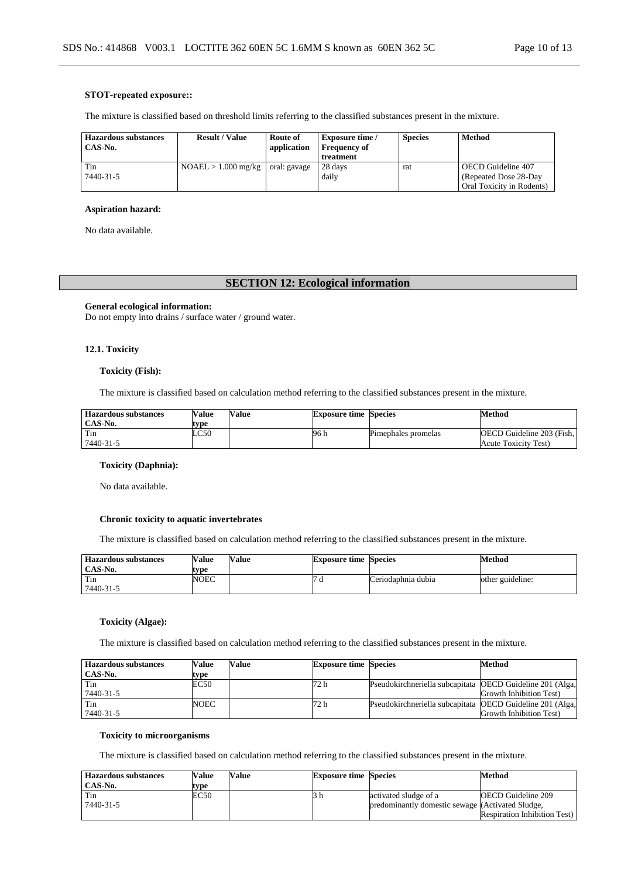**STOT-repeated exposure::**

The mixture is classified based on threshold limits referring to the classified substances present in the mixture.

| Hazardous substances CAS-No. | Result / Value | Route of application | Exposure time / Frequency of treatment | Species | Method |
|---|---|---|---|---|---|
| Tin 7440-31-5 | NOAEL > 1.000 mg/kg | oral: gavage | 28 days daily | rat | OECD Guideline 407 (Repeated Dose 28-Day Oral Toxicity in Rodents) |

**Aspiration hazard:**

No data available.

## SECTION 12: Ecological information

**General ecological information:**
Do not empty into drains / surface water / ground water.

**12.1. Toxicity**

**Toxicity (Fish):**

The mixture is classified based on calculation method referring to the classified substances present in the mixture.

| Hazardous substances CAS-No. | Value type | Value | Exposure time | Species | Method |
|---|---|---|---|---|---|
| Tin 7440-31-5 | LC50 | | 96 h | Pimephales promelas | OECD Guideline 203 (Fish, Acute Toxicity Test) |

**Toxicity (Daphnia):**

No data available.

**Chronic toxicity to aquatic invertebrates**

The mixture is classified based on calculation method referring to the classified substances present in the mixture.

| Hazardous substances CAS-No. | Value type | Value | Exposure time | Species | Method |
|---|---|---|---|---|---|
| Tin 7440-31-5 | NOEC | | 7 d | Ceriodaphnia dubia | other guideline: |

**Toxicity (Algae):**

The mixture is classified based on calculation method referring to the classified substances present in the mixture.

| Hazardous substances CAS-No. | Value type | Value | Exposure time | Species | Method |
|---|---|---|---|---|---|
| Tin 7440-31-5 | EC50 | | 72 h | Pseudokirchneriella subcapitata | OECD Guideline 201 (Alga, Growth Inhibition Test) |
| Tin 7440-31-5 | NOEC | | 72 h | Pseudokirchneriella subcapitata | OECD Guideline 201 (Alga, Growth Inhibition Test) |

**Toxicity to microorganisms**

The mixture is classified based on calculation method referring to the classified substances present in the mixture.

| Hazardous substances CAS-No. | Value type | Value | Exposure time | Species | Method |
|---|---|---|---|---|---|
| Tin 7440-31-5 | EC50 | | 3 h | activated sludge of a predominantly domestic sewage | OECD Guideline 209 (Activated Sludge, Respiration Inhibition Test) |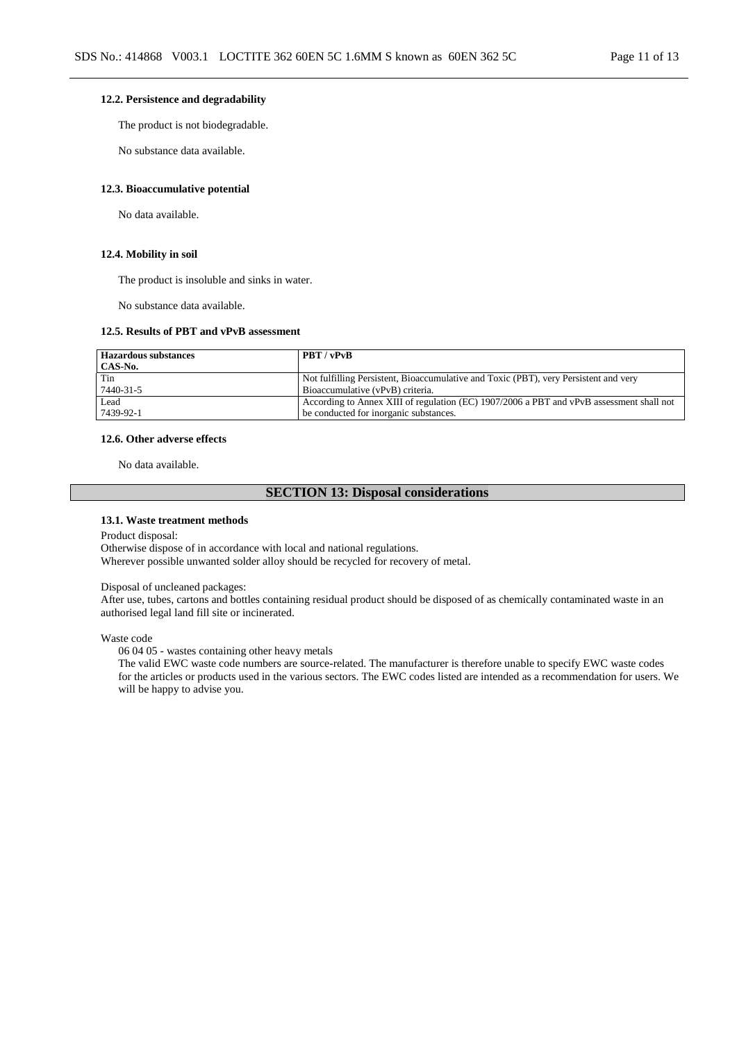#### 12.2. Persistence and degradability

The product is not biodegradable.

No substance data available.

#### 12.3. Bioaccumulative potential

No data available.

#### 12.4. Mobility in soil

The product is insoluble and sinks in water.

No substance data available.

#### 12.5. Results of PBT and vPvB assessment

| Hazardous substances<br>CAS-No. | PBT / vPvB |
|---|---|
| Tin<br>7440-31-5 | Not fulfilling Persistent, Bioaccumulative and Toxic (PBT), very Persistent and very Bioaccumulative (vPvB) criteria. |
| Lead<br>7439-92-1 | According to Annex XIII of regulation (EC) 1907/2006 a PBT and vPvB assessment shall not be conducted for inorganic substances. |

#### 12.6. Other adverse effects

No data available.

## SECTION 13: Disposal considerations

#### 13.1. Waste treatment methods

Product disposal:
Otherwise dispose of in accordance with local and national regulations.
Wherever possible unwanted solder alloy should be recycled for recovery of metal.

Disposal of uncleaned packages:
After use, tubes, cartons and bottles containing residual product should be disposed of as chemically contaminated waste in an authorised legal land fill site or incinerated.

Waste code
06 04 05 - wastes containing other heavy metals
The valid EWC waste code numbers are source-related. The manufacturer is therefore unable to specify EWC waste codes for the articles or products used in the various sectors. The EWC codes listed are intended as a recommendation for users. We will be happy to advise you.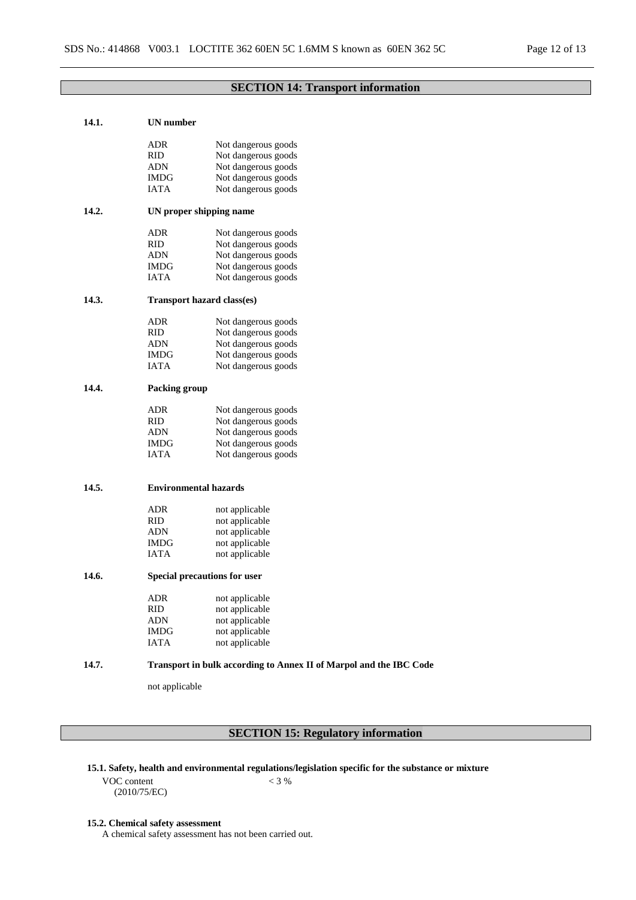## SECTION 14: Transport information

### 14.1. UN number

| | |
|---|---|
| ADR | Not dangerous goods |
| RID | Not dangerous goods |
| ADN | Not dangerous goods |
| IMDG | Not dangerous goods |
| IATA | Not dangerous goods |

### 14.2. UN proper shipping name

| | |
|---|---|
| ADR | Not dangerous goods |
| RID | Not dangerous goods |
| ADN | Not dangerous goods |
| IMDG | Not dangerous goods |
| IATA | Not dangerous goods |

### 14.3. Transport hazard class(es)

| | |
|---|---|
| ADR | Not dangerous goods |
| RID | Not dangerous goods |
| ADN | Not dangerous goods |
| IMDG | Not dangerous goods |
| IATA | Not dangerous goods |

### 14.4. Packing group

| | |
|---|---|
| ADR | Not dangerous goods |
| RID | Not dangerous goods |
| ADN | Not dangerous goods |
| IMDG | Not dangerous goods |
| IATA | Not dangerous goods |

### 14.5. Environmental hazards

| | |
|---|---|
| ADR | not applicable |
| RID | not applicable |
| ADN | not applicable |
| IMDG | not applicable |
| IATA | not applicable |

### 14.6. Special precautions for user

| | |
|---|---|
| ADR | not applicable |
| RID | not applicable |
| ADN | not applicable |
| IMDG | not applicable |
| IATA | not applicable |

### 14.7. Transport in bulk according to Annex II of Marpol and the IBC Code

not applicable

## SECTION 15: Regulatory information

### 15.1. Safety, health and environmental regulations/legislation specific for the substance or mixture

| | |
|---|---|
| VOC content (2010/75/EC) | < 3 % |

### 15.2. Chemical safety assessment

A chemical safety assessment has not been carried out.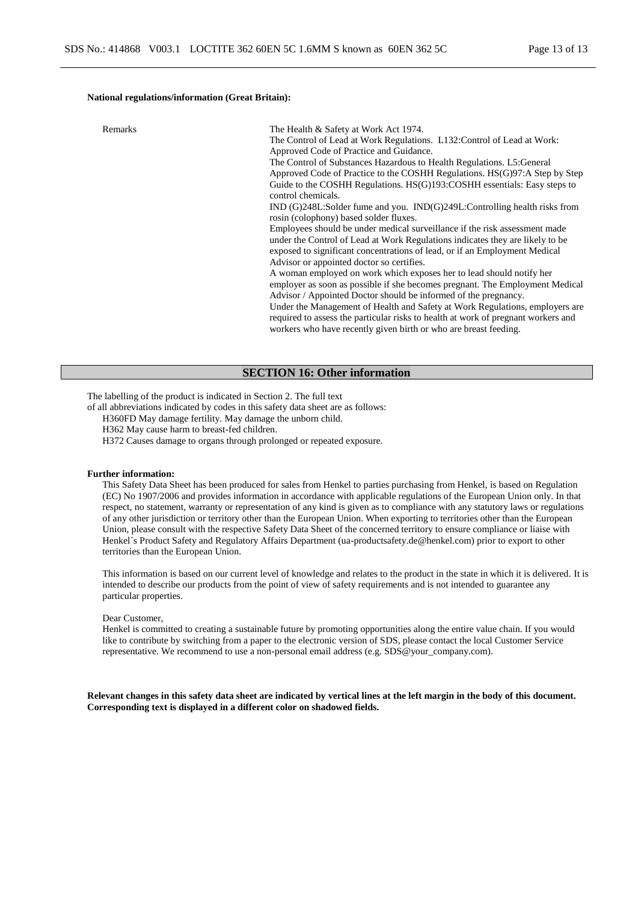**National regulations/information (Great Britain):**

| | |
|---|---|
| Remarks | The Health & Safety at Work Act 1974.<br>The Control of Lead at Work Regulations. L132:Control of Lead at Work: Approved Code of Practice and Guidance.<br>The Control of Substances Hazardous to Health Regulations. L5:General Approved Code of Practice to the COSHH Regulations. HS(G)97:A Step by Step Guide to the COSHH Regulations. HS(G)193:COSHH essentials: Easy steps to control chemicals.<br>IND (G)248L:Solder fume and you. IND(G)249L:Controlling health risks from rosin (colophony) based solder fluxes.<br>Employees should be under medical surveillance if the risk assessment made under the Control of Lead at Work Regulations indicates they are likely to be exposed to significant concentrations of lead, or if an Employment Medical Advisor or appointed doctor so certifies.<br>A woman employed on work which exposes her to lead should notify her employer as soon as possible if she becomes pregnant. The Employment Medical Advisor / Appointed Doctor should be informed of the pregnancy.<br>Under the Management of Health and Safety at Work Regulations, employers are required to assess the particular risks to health at work of pregnant workers and workers who have recently given birth or who are breast feeding. |

## SECTION 16: Other information

The labelling of the product is indicated in Section 2. The full text of all abbreviations indicated by codes in this safety data sheet are as follows:

H360FD May damage fertility. May damage the unborn child.
H362 May cause harm to breast-fed children.
H372 Causes damage to organs through prolonged or repeated exposure.

**Further information:**

This Safety Data Sheet has been produced for sales from Henkel to parties purchasing from Henkel, is based on Regulation (EC) No 1907/2006 and provides information in accordance with applicable regulations of the European Union only. In that respect, no statement, warranty or representation of any kind is given as to compliance with any statutory laws or regulations of any other jurisdiction or territory other than the European Union. When exporting to territories other than the European Union, please consult with the respective Safety Data Sheet of the concerned territory to ensure compliance or liaise with Henkel´s Product Safety and Regulatory Affairs Department (ua-productsafety.de@henkel.com) prior to export to other territories than the European Union.

This information is based on our current level of knowledge and relates to the product in the state in which it is delivered. It is intended to describe our products from the point of view of safety requirements and is not intended to guarantee any particular properties.

Dear Customer,
Henkel is committed to creating a sustainable future by promoting opportunities along the entire value chain. If you would like to contribute by switching from a paper to the electronic version of SDS, please contact the local Customer Service representative. We recommend to use a non-personal email address (e.g. SDS@your_company.com).

**Relevant changes in this safety data sheet are indicated by vertical lines at the left margin in the body of this document. Corresponding text is displayed in a different color on shadowed fields.**